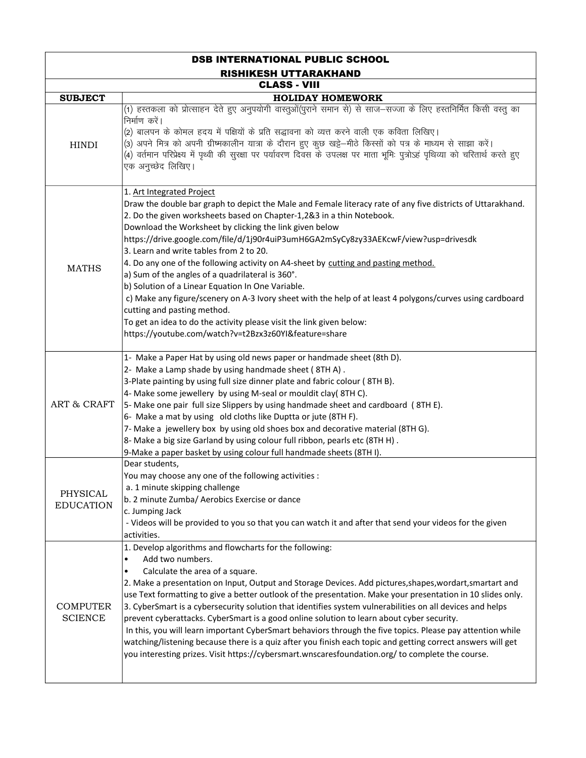# DSB INTERNATIONAL PUBLIC SCHOOL

## RISHIKESH UTTARAKHAND

### CLASS - VIII

| SUBJECT | HOLIDAY HOMEWORK |
|---|---|
| HINDI | (1) हस्तकला को प्रोत्साहन देते हुए अनुपयोगी वास्तुओं(पुराने समान से) से साज–सज्जा के लिए हस्तनिर्मित किसी वस्तु का निर्माण करें।<br>(2) बालपन के कोमल हृदय में पक्षियों के प्रति सद्भावना को व्यक्त करने वाली एक कविता लिखिए।<br>(3) अपने मित्र को अपनी ग्रीष्मकालीन यात्रा के दौरान हुए कुछ खट्टे–मीठे किस्सों को पत्र के माध्यम से साझा करें।<br>(4) वर्तमान परिप्रेक्ष्य में पृथ्वी की सुरक्षा पर पर्यावरण दिवस के उपलक्ष पर माता भूमिः पुत्रोऽहं पृथिव्या को चरितार्थ करते हुए एक अनुच्छेद लिखिए। |
| MATHS | 1. <u>Art Integrated Project</u><br>Draw the double bar graph to depict the Male and Female literacy rate of any five districts of Uttarakhand.<br>2. Do the given worksheets based on Chapter-1,2&3 in a thin Notebook.<br>Download the Worksheet by clicking the link given below<br>https://drive.google.com/file/d/1j90r4uiP3umH6GA2mSyCy8zy33AEKcwF/view?usp=drivesdk<br>3. Learn and write tables from 2 to 20.<br>4. Do any one of the following activity on A4-sheet by <u>cutting and pasting method.</u><br>a) Sum of the angles of a quadrilateral is 360°.<br>b) Solution of a Linear Equation In One Variable.<br>c) Make any figure/scenery on A-3 Ivory sheet with the help of at least 4 polygons/curves using cardboard cutting and pasting method.<br>To get an idea to do the activity please visit the link given below:<br>https://youtube.com/watch?v=t2Bzx3z60YI&feature=share |
| ART & CRAFT | 1- Make a Paper Hat by using old news paper or handmade sheet (8th D).<br>2- Make a Lamp shade by using handmade sheet ( 8TH A) .<br>3-Plate painting by using full size dinner plate and fabric colour ( 8TH B).<br>4- Make some jewellery by using M-seal or mouldit clay( 8TH C).<br>5- Make one pair full size Slippers by using handmade sheet and cardboard ( 8TH E).<br>6- Make a mat by using old cloths like Duptta or jute (8TH F).<br>7- Make a jewellery box by using old shoes box and decorative material (8TH G).<br>8- Make a big size Garland by using colour full ribbon, pearls etc (8TH H) .<br>9-Make a paper basket by using colour full handmade sheets (8TH I). |
| PHYSICAL EDUCATION | Dear students,<br>You may choose any one of the following activities :<br>a. 1 minute skipping challenge<br>b. 2 minute Zumba/ Aerobics Exercise or dance<br>c. Jumping Jack<br>- Videos will be provided to you so that you can watch it and after that send your videos for the given activities. |
| COMPUTER SCIENCE | 1. Develop algorithms and flowcharts for the following:<br>• Add two numbers.<br>• Calculate the area of a square.<br>2. Make a presentation on Input, Output and Storage Devices. Add pictures,shapes,wordart,smartart and use Text formatting to give a better outlook of the presentation. Make your presentation in 10 slides only.<br>3. CyberSmart is a cybersecurity solution that identifies system vulnerabilities on all devices and helps prevent cyberattacks. CyberSmart is a good online solution to learn about cyber security.<br>In this, you will learn important CyberSmart behaviors through the five topics. Please pay attention while watching/listening because there is a quiz after you finish each topic and getting correct answers will get you interesting prizes. Visit https://cybersmart.wnscaresfoundation.org/ to complete the course. |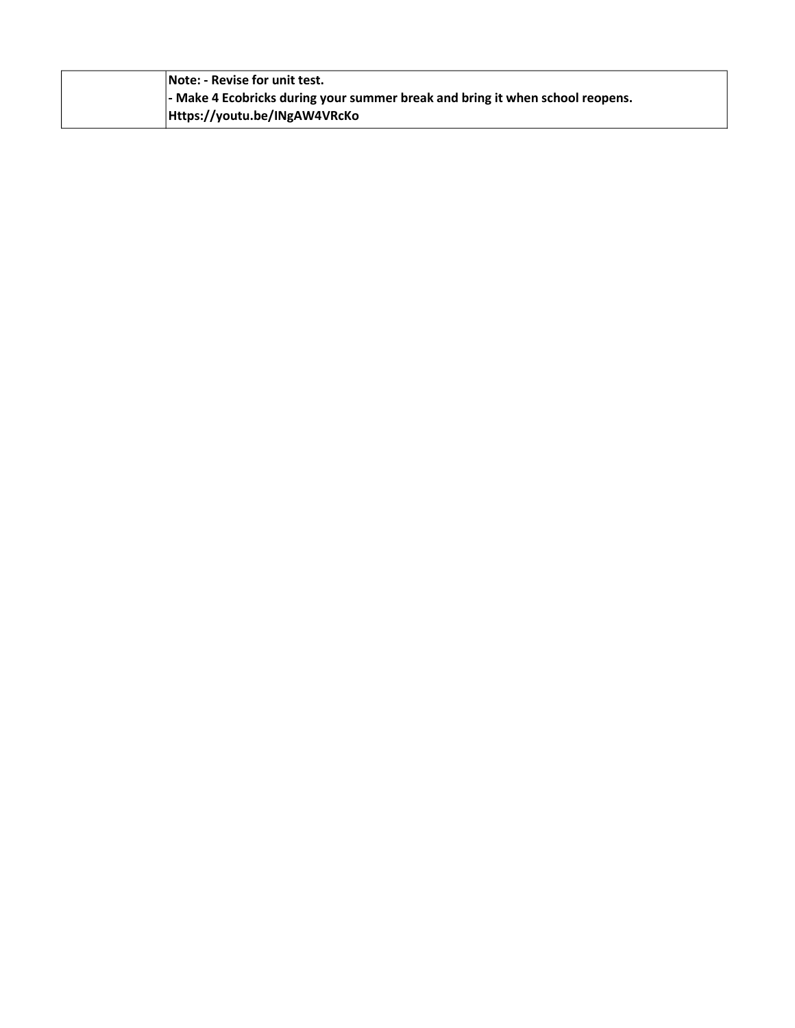| | |
|---|---|
| | **Note: - Revise for unit test.**<br>**- Make 4 Ecobricks during your summer break and bring it when school reopens.**<br>**Https://youtu.be/INgAW4VRcKo** |